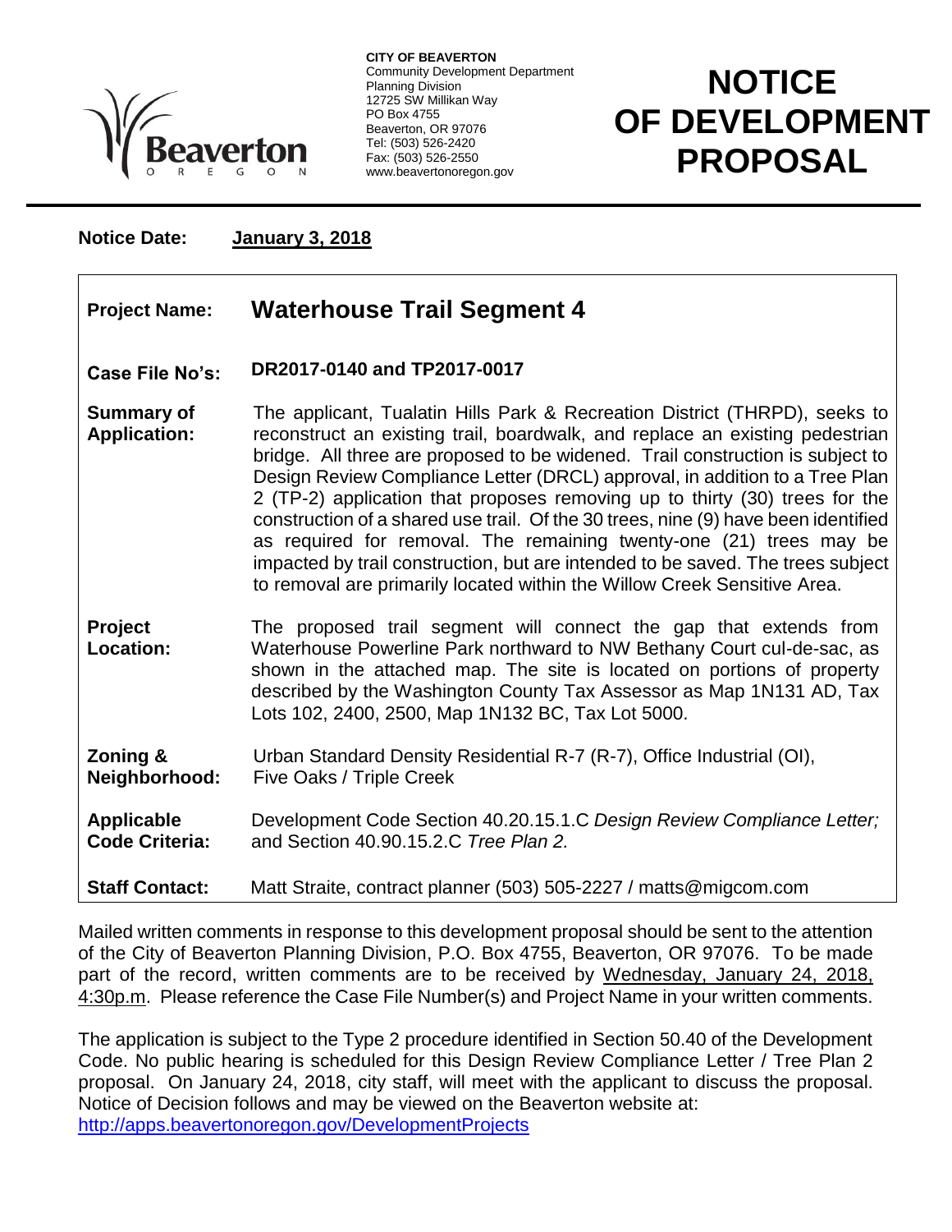Beaverton
O R E G O N

**CITY OF BEAVERTON**
Community Development Department
Planning Division
12725 SW Millikan Way
PO Box 4755
Beaverton, OR 97076
Tel: (503) 526-2420
Fax: (503) 526-2550
www.beavertonoregon.gov

# NOTICE OF DEVELOPMENT PROPOSAL

**Notice Date:** **January 3, 2018**

| | |
|---|---|
| **Project Name:** | **Waterhouse Trail Segment 4** |
| **Case File No's:** | **DR2017-0140 and TP2017-0017** |
| **Summary of Application:** | The applicant, Tualatin Hills Park & Recreation District (THRPD), seeks to reconstruct an existing trail, boardwalk, and replace an existing pedestrian bridge. All three are proposed to be widened. Trail construction is subject to Design Review Compliance Letter (DRCL) approval, in addition to a Tree Plan 2 (TP-2) application that proposes removing up to thirty (30) trees for the construction of a shared use trail. Of the 30 trees, nine (9) have been identified as required for removal. The remaining twenty-one (21) trees may be impacted by trail construction, but are intended to be saved. The trees subject to removal are primarily located within the Willow Creek Sensitive Area. |
| **Project Location:** | The proposed trail segment will connect the gap that extends from Waterhouse Powerline Park northward to NW Bethany Court cul-de-sac, as shown in the attached map. The site is located on portions of property described by the Washington County Tax Assessor as Map 1N131 AD, Tax Lots 102, 2400, 2500, Map 1N132 BC, Tax Lot 5000. |
| **Zoning & Neighborhood:** | Urban Standard Density Residential R-7 (R-7), Office Industrial (OI), Five Oaks / Triple Creek |
| **Applicable Code Criteria:** | Development Code Section 40.20.15.1.C *Design Review Compliance Letter;* and Section 40.90.15.2.C *Tree Plan 2.* |
| **Staff Contact:** | Matt Straite, contract planner (503) 505-2227 / matts@migcom.com |

Mailed written comments in response to this development proposal should be sent to the attention of the City of Beaverton Planning Division, P.O. Box 4755, Beaverton, OR 97076. To be made part of the record, written comments are to be received by Wednesday, January 24, 2018, 4:30p.m. Please reference the Case File Number(s) and Project Name in your written comments.

The application is subject to the Type 2 procedure identified in Section 50.40 of the Development Code. No public hearing is scheduled for this Design Review Compliance Letter / Tree Plan 2 proposal. On January 24, 2018, city staff, will meet with the applicant to discuss the proposal. Notice of Decision follows and may be viewed on the Beaverton website at:
http://apps.beavertonoregon.gov/DevelopmentProjects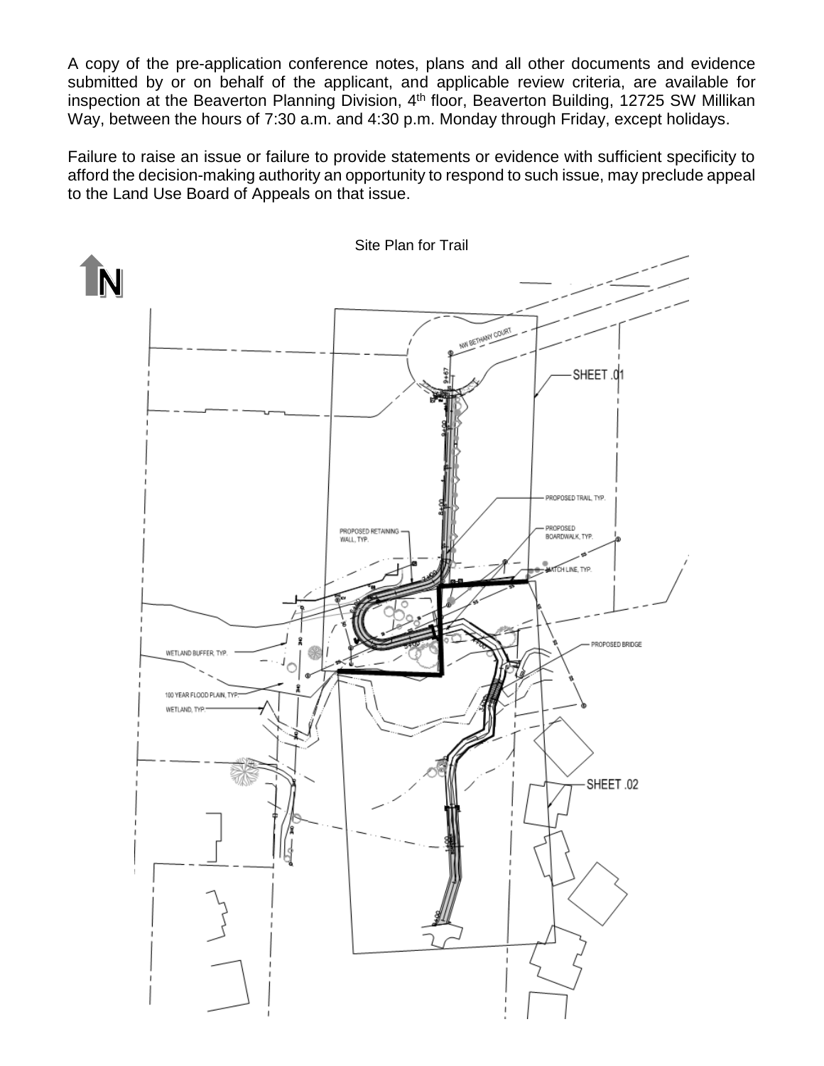A copy of the pre-application conference notes, plans and all other documents and evidence submitted by or on behalf of the applicant, and applicable review criteria, are available for inspection at the Beaverton Planning Division, 4th floor, Beaverton Building, 12725 SW Millikan Way, between the hours of 7:30 a.m. and 4:30 p.m. Monday through Friday, except holidays.

Failure to raise an issue or failure to provide statements or evidence with sufficient specificity to afford the decision-making authority an opportunity to respond to such issue, may preclude appeal to the Land Use Board of Appeals on that issue.

Site Plan for Trail

N

NW BETHANY COURT

SHEET .01

PROPOSED TRAIL, TYP.

PROPOSED RETAINING WALL, TYP.

PROPOSED BOARDWALK, TYP.

MATCH LINE, TYP.

PROPOSED BRIDGE

WETLAND BUFFER, TYP.

100 YEAR FLOOD PLAIN, TYP.

WETLAND, TYP.

SHEET .02